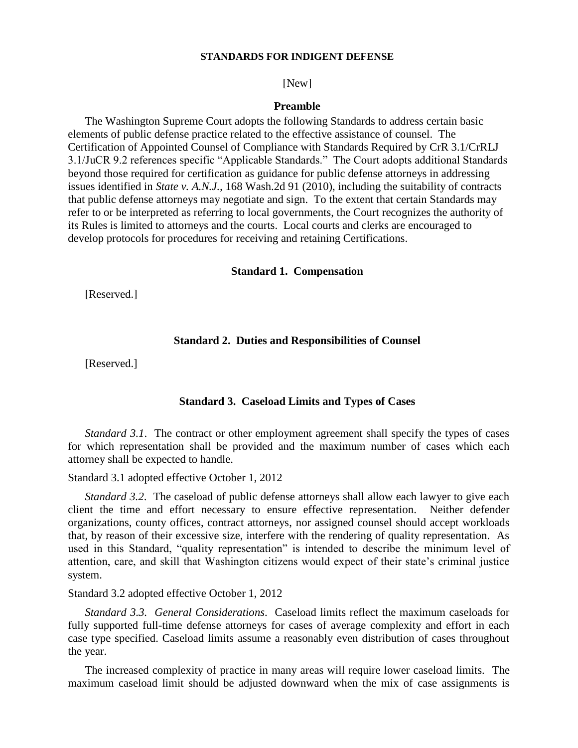# STANDARDS FOR INDIGENT DEFENSE

[New]

## Preamble

The Washington Supreme Court adopts the following Standards to address certain basic elements of public defense practice related to the effective assistance of counsel. The Certification of Appointed Counsel of Compliance with Standards Required by CrR 3.1/CrRLJ 3.1/JuCR 9.2 references specific "Applicable Standards." The Court adopts additional Standards beyond those required for certification as guidance for public defense attorneys in addressing issues identified in *State v. A.N.J.,* 168 Wash.2d 91 (2010), including the suitability of contracts that public defense attorneys may negotiate and sign. To the extent that certain Standards may refer to or be interpreted as referring to local governments, the Court recognizes the authority of its Rules is limited to attorneys and the courts. Local courts and clerks are encouraged to develop protocols for procedures for receiving and retaining Certifications.

## Standard 1. Compensation

[Reserved.]

## Standard 2. Duties and Responsibilities of Counsel

[Reserved.]

## Standard 3. Caseload Limits and Types of Cases

*Standard 3.1*. The contract or other employment agreement shall specify the types of cases for which representation shall be provided and the maximum number of cases which each attorney shall be expected to handle.

Standard 3.1 adopted effective October 1, 2012

*Standard 3.2*. The caseload of public defense attorneys shall allow each lawyer to give each client the time and effort necessary to ensure effective representation. Neither defender organizations, county offices, contract attorneys, nor assigned counsel should accept workloads that, by reason of their excessive size, interfere with the rendering of quality representation. As used in this Standard, "quality representation" is intended to describe the minimum level of attention, care, and skill that Washington citizens would expect of their state's criminal justice system.

Standard 3.2 adopted effective October 1, 2012

*Standard 3.3. General Considerations*. Caseload limits reflect the maximum caseloads for fully supported full-time defense attorneys for cases of average complexity and effort in each case type specified. Caseload limits assume a reasonably even distribution of cases throughout the year.

The increased complexity of practice in many areas will require lower caseload limits. The maximum caseload limit should be adjusted downward when the mix of case assignments is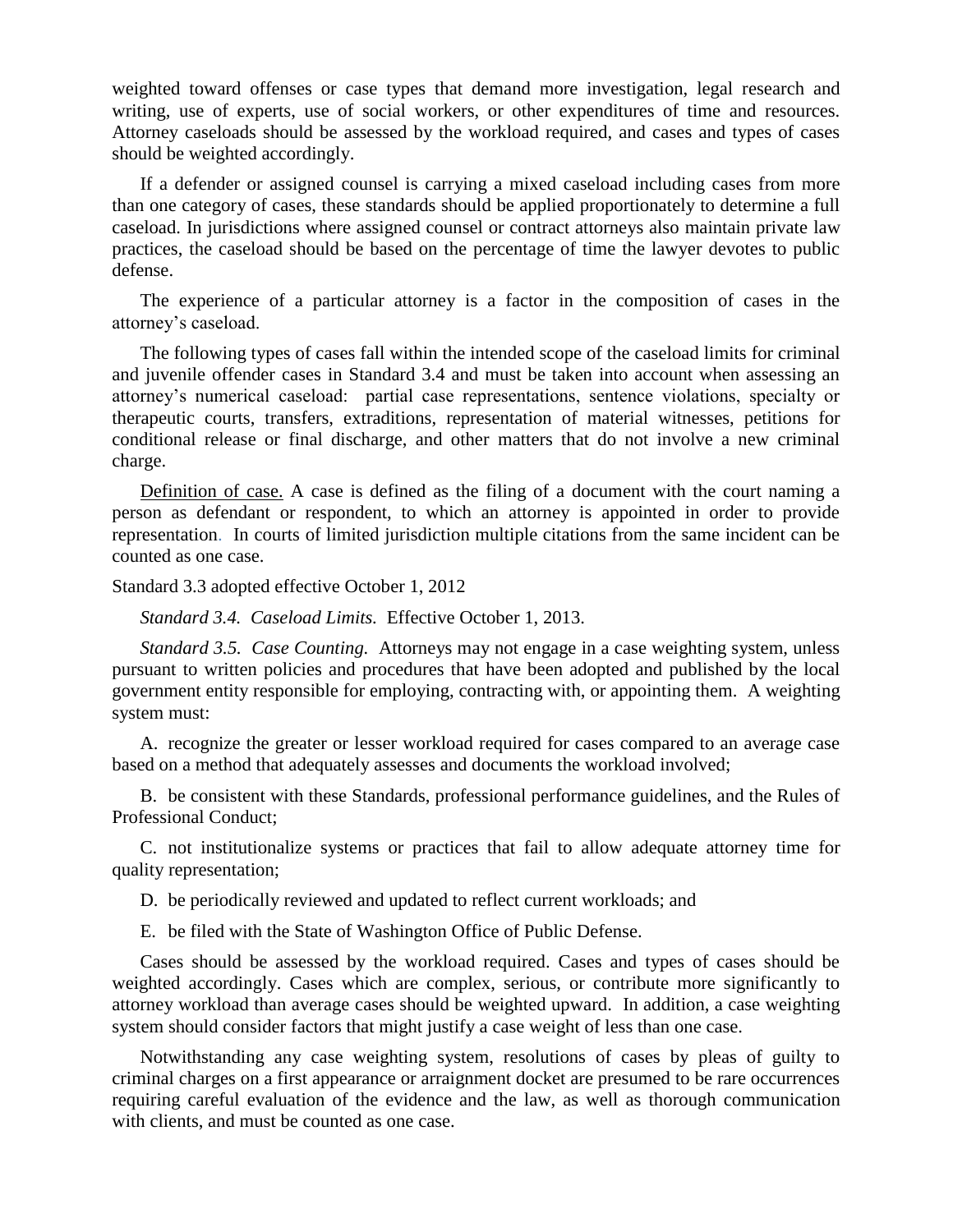weighted toward offenses or case types that demand more investigation, legal research and writing, use of experts, use of social workers, or other expenditures of time and resources. Attorney caseloads should be assessed by the workload required, and cases and types of cases should be weighted accordingly.

If a defender or assigned counsel is carrying a mixed caseload including cases from more than one category of cases, these standards should be applied proportionately to determine a full caseload. In jurisdictions where assigned counsel or contract attorneys also maintain private law practices, the caseload should be based on the percentage of time the lawyer devotes to public defense.

The experience of a particular attorney is a factor in the composition of cases in the attorney's caseload.

The following types of cases fall within the intended scope of the caseload limits for criminal and juvenile offender cases in Standard 3.4 and must be taken into account when assessing an attorney's numerical caseload: partial case representations, sentence violations, specialty or therapeutic courts, transfers, extraditions, representation of material witnesses, petitions for conditional release or final discharge, and other matters that do not involve a new criminal charge.

Definition of case. A case is defined as the filing of a document with the court naming a person as defendant or respondent, to which an attorney is appointed in order to provide representation. In courts of limited jurisdiction multiple citations from the same incident can be counted as one case.

Standard 3.3 adopted effective October 1, 2012

*Standard 3.4. Caseload Limits.* Effective October 1, 2013.

*Standard 3.5. Case Counting.* Attorneys may not engage in a case weighting system, unless pursuant to written policies and procedures that have been adopted and published by the local government entity responsible for employing, contracting with, or appointing them. A weighting system must:

A. recognize the greater or lesser workload required for cases compared to an average case based on a method that adequately assesses and documents the workload involved;

B. be consistent with these Standards, professional performance guidelines, and the Rules of Professional Conduct;

C. not institutionalize systems or practices that fail to allow adequate attorney time for quality representation;

D. be periodically reviewed and updated to reflect current workloads; and

E. be filed with the State of Washington Office of Public Defense.

Cases should be assessed by the workload required. Cases and types of cases should be weighted accordingly. Cases which are complex, serious, or contribute more significantly to attorney workload than average cases should be weighted upward. In addition, a case weighting system should consider factors that might justify a case weight of less than one case.

Notwithstanding any case weighting system, resolutions of cases by pleas of guilty to criminal charges on a first appearance or arraignment docket are presumed to be rare occurrences requiring careful evaluation of the evidence and the law, as well as thorough communication with clients, and must be counted as one case.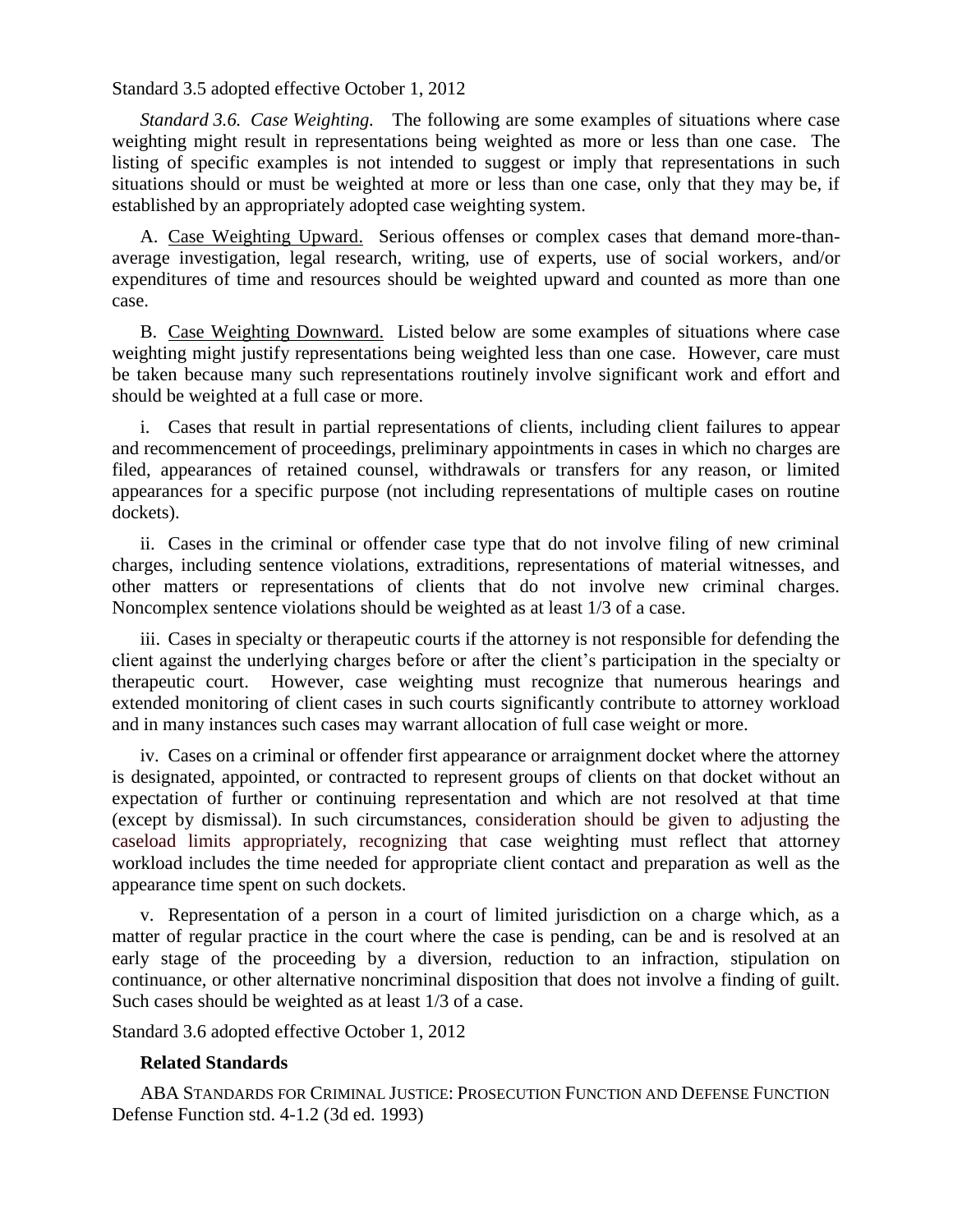Standard 3.5 adopted effective October 1, 2012

*Standard 3.6. Case Weighting.* The following are some examples of situations where case weighting might result in representations being weighted as more or less than one case. The listing of specific examples is not intended to suggest or imply that representations in such situations should or must be weighted at more or less than one case, only that they may be, if established by an appropriately adopted case weighting system.

A. <u>Case Weighting Upward.</u> Serious offenses or complex cases that demand more-than-average investigation, legal research, writing, use of experts, use of social workers, and/or expenditures of time and resources should be weighted upward and counted as more than one case.

B. <u>Case Weighting Downward.</u> Listed below are some examples of situations where case weighting might justify representations being weighted less than one case. However, care must be taken because many such representations routinely involve significant work and effort and should be weighted at a full case or more.

i. Cases that result in partial representations of clients, including client failures to appear and recommencement of proceedings, preliminary appointments in cases in which no charges are filed, appearances of retained counsel, withdrawals or transfers for any reason, or limited appearances for a specific purpose (not including representations of multiple cases on routine dockets).

ii. Cases in the criminal or offender case type that do not involve filing of new criminal charges, including sentence violations, extraditions, representations of material witnesses, and other matters or representations of clients that do not involve new criminal charges. Noncomplex sentence violations should be weighted as at least 1/3 of a case.

iii. Cases in specialty or therapeutic courts if the attorney is not responsible for defending the client against the underlying charges before or after the client's participation in the specialty or therapeutic court. However, case weighting must recognize that numerous hearings and extended monitoring of client cases in such courts significantly contribute to attorney workload and in many instances such cases may warrant allocation of full case weight or more.

iv. Cases on a criminal or offender first appearance or arraignment docket where the attorney is designated, appointed, or contracted to represent groups of clients on that docket without an expectation of further or continuing representation and which are not resolved at that time (except by dismissal). In such circumstances, consideration should be given to adjusting the caseload limits appropriately, recognizing that case weighting must reflect that attorney workload includes the time needed for appropriate client contact and preparation as well as the appearance time spent on such dockets.

v. Representation of a person in a court of limited jurisdiction on a charge which, as a matter of regular practice in the court where the case is pending, can be and is resolved at an early stage of the proceeding by a diversion, reduction to an infraction, stipulation on continuance, or other alternative noncriminal disposition that does not involve a finding of guilt. Such cases should be weighted as at least 1/3 of a case.

Standard 3.6 adopted effective October 1, 2012

**Related Standards**

ABA STANDARDS FOR CRIMINAL JUSTICE: PROSECUTION FUNCTION AND DEFENSE FUNCTION Defense Function std. 4-1.2 (3d ed. 1993)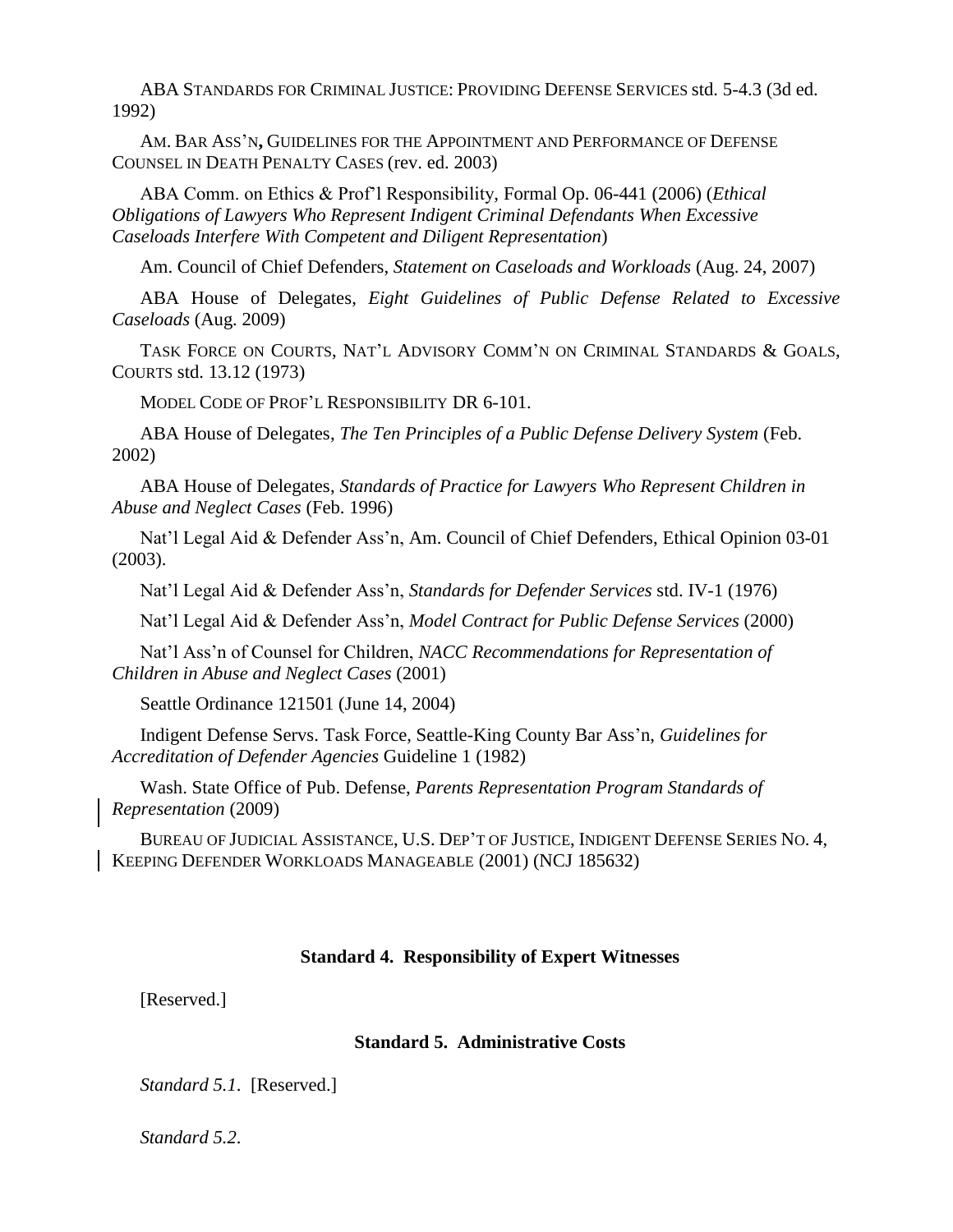ABA STANDARDS FOR CRIMINAL JUSTICE: PROVIDING DEFENSE SERVICES std. 5-4.3 (3d ed. 1992)

AM. BAR ASS'N**,** GUIDELINES FOR THE APPOINTMENT AND PERFORMANCE OF DEFENSE COUNSEL IN DEATH PENALTY CASES (rev. ed. 2003)

ABA Comm. on Ethics & Prof'l Responsibility, Formal Op. 06-441 (2006) (*Ethical Obligations of Lawyers Who Represent Indigent Criminal Defendants When Excessive Caseloads Interfere With Competent and Diligent Representation*)

Am. Council of Chief Defenders, *Statement on Caseloads and Workloads* (Aug. 24, 2007)

ABA House of Delegates, *Eight Guidelines of Public Defense Related to Excessive Caseloads* (Aug. 2009)

TASK FORCE ON COURTS, NAT'L ADVISORY COMM'N ON CRIMINAL STANDARDS & GOALS, COURTS std. 13.12 (1973)

MODEL CODE OF PROF'L RESPONSIBILITY DR 6-101.

ABA House of Delegates, *The Ten Principles of a Public Defense Delivery System* (Feb. 2002)

ABA House of Delegates, *Standards of Practice for Lawyers Who Represent Children in Abuse and Neglect Cases* (Feb. 1996)

Nat'l Legal Aid & Defender Ass'n, Am. Council of Chief Defenders, Ethical Opinion 03-01 (2003).

Nat'l Legal Aid & Defender Ass'n, *Standards for Defender Services* std. IV-1 (1976)

Nat'l Legal Aid & Defender Ass'n, *Model Contract for Public Defense Services* (2000)

Nat'l Ass'n of Counsel for Children, *NACC Recommendations for Representation of Children in Abuse and Neglect Cases* (2001)

Seattle Ordinance 121501 (June 14, 2004)

Indigent Defense Servs. Task Force, Seattle-King County Bar Ass'n, *Guidelines for Accreditation of Defender Agencies* Guideline 1 (1982)

Wash. State Office of Pub. Defense, *Parents Representation Program Standards of Representation* (2009)

BUREAU OF JUDICIAL ASSISTANCE, U.S. DEP'T OF JUSTICE, INDIGENT DEFENSE SERIES NO. 4, KEEPING DEFENDER WORKLOADS MANAGEABLE (2001) (NCJ 185632)

**Standard 4. Responsibility of Expert Witnesses**

[Reserved.]

**Standard 5. Administrative Costs**

*Standard 5.1*. [Reserved.]

*Standard 5.2*.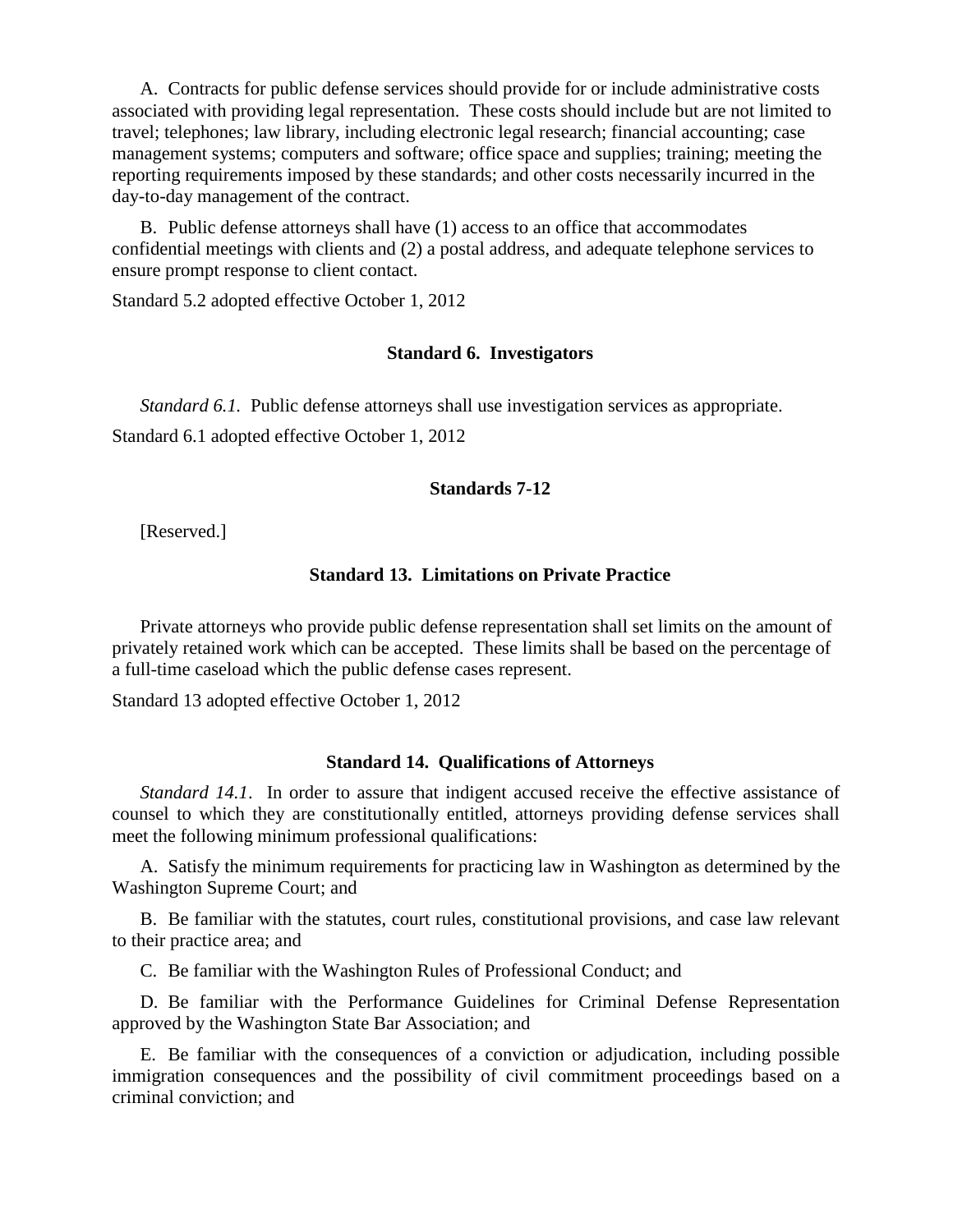A. Contracts for public defense services should provide for or include administrative costs associated with providing legal representation. These costs should include but are not limited to travel; telephones; law library, including electronic legal research; financial accounting; case management systems; computers and software; office space and supplies; training; meeting the reporting requirements imposed by these standards; and other costs necessarily incurred in the day-to-day management of the contract.

B. Public defense attorneys shall have (1) access to an office that accommodates confidential meetings with clients and (2) a postal address, and adequate telephone services to ensure prompt response to client contact.

Standard 5.2 adopted effective October 1, 2012

### Standard 6. Investigators

*Standard 6.1.* Public defense attorneys shall use investigation services as appropriate.

Standard 6.1 adopted effective October 1, 2012

### Standards 7-12

[Reserved.]

### Standard 13. Limitations on Private Practice

Private attorneys who provide public defense representation shall set limits on the amount of privately retained work which can be accepted. These limits shall be based on the percentage of a full-time caseload which the public defense cases represent.

Standard 13 adopted effective October 1, 2012

### Standard 14. Qualifications of Attorneys

*Standard 14.1.* In order to assure that indigent accused receive the effective assistance of counsel to which they are constitutionally entitled, attorneys providing defense services shall meet the following minimum professional qualifications:

A. Satisfy the minimum requirements for practicing law in Washington as determined by the Washington Supreme Court; and

B. Be familiar with the statutes, court rules, constitutional provisions, and case law relevant to their practice area; and

C. Be familiar with the Washington Rules of Professional Conduct; and

D. Be familiar with the Performance Guidelines for Criminal Defense Representation approved by the Washington State Bar Association; and

E. Be familiar with the consequences of a conviction or adjudication, including possible immigration consequences and the possibility of civil commitment proceedings based on a criminal conviction; and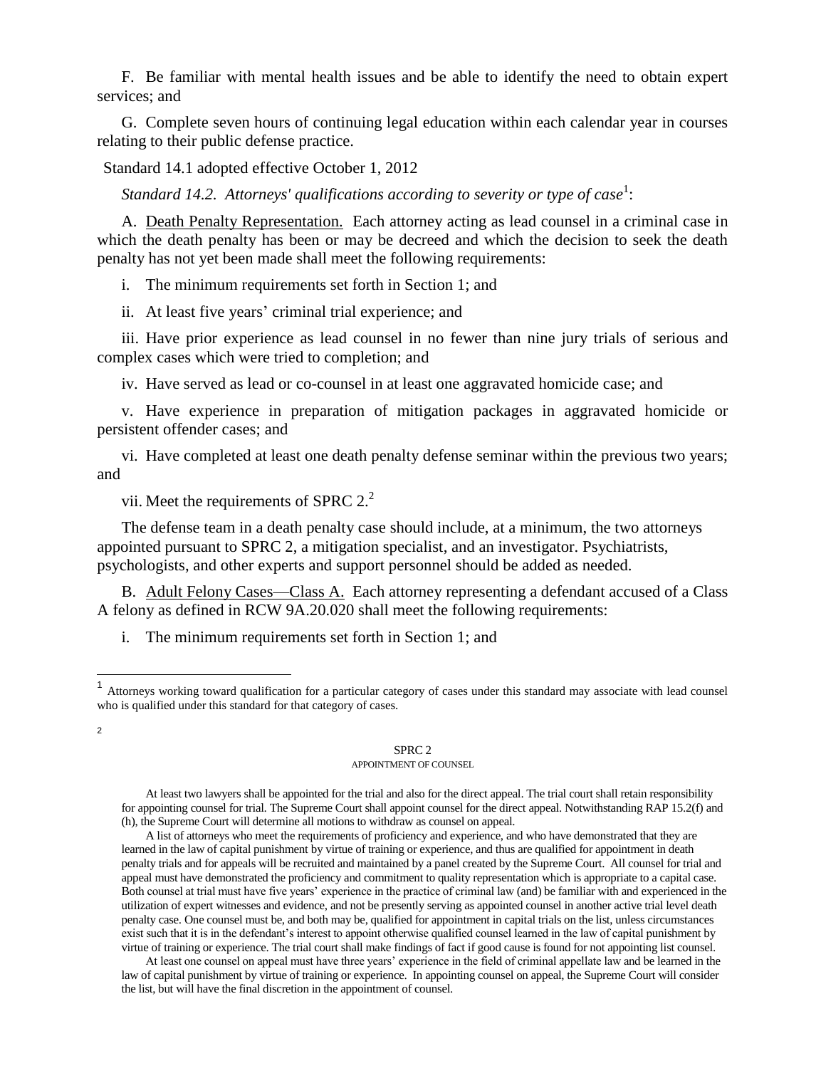F. Be familiar with mental health issues and be able to identify the need to obtain expert services; and

G. Complete seven hours of continuing legal education within each calendar year in courses relating to their public defense practice.

Standard 14.1 adopted effective October 1, 2012

*Standard 14.2. Attorneys' qualifications according to severity or type of case*[1]:

A. Death Penalty Representation. Each attorney acting as lead counsel in a criminal case in which the death penalty has been or may be decreed and which the decision to seek the death penalty has not yet been made shall meet the following requirements:

i. The minimum requirements set forth in Section 1; and

ii. At least five years' criminal trial experience; and

iii. Have prior experience as lead counsel in no fewer than nine jury trials of serious and complex cases which were tried to completion; and

iv. Have served as lead or co-counsel in at least one aggravated homicide case; and

v. Have experience in preparation of mitigation packages in aggravated homicide or persistent offender cases; and

vi. Have completed at least one death penalty defense seminar within the previous two years; and

vii. Meet the requirements of SPRC 2.[2]

The defense team in a death penalty case should include, at a minimum, the two attorneys appointed pursuant to SPRC 2, a mitigation specialist, and an investigator. Psychiatrists, psychologists, and other experts and support personnel should be added as needed.

B. Adult Felony Cases—Class A. Each attorney representing a defendant accused of a Class A felony as defined in RCW 9A.20.020 shall meet the following requirements:

i. The minimum requirements set forth in Section 1; and

---

[1] Attorneys working toward qualification for a particular category of cases under this standard may associate with lead counsel who is qualified under this standard for that category of cases.

[2]

SPRC 2
APPOINTMENT OF COUNSEL

At least two lawyers shall be appointed for the trial and also for the direct appeal. The trial court shall retain responsibility for appointing counsel for trial. The Supreme Court shall appoint counsel for the direct appeal. Notwithstanding RAP 15.2(f) and (h), the Supreme Court will determine all motions to withdraw as counsel on appeal.

A list of attorneys who meet the requirements of proficiency and experience, and who have demonstrated that they are learned in the law of capital punishment by virtue of training or experience, and thus are qualified for appointment in death penalty trials and for appeals will be recruited and maintained by a panel created by the Supreme Court. All counsel for trial and appeal must have demonstrated the proficiency and commitment to quality representation which is appropriate to a capital case. Both counsel at trial must have five years' experience in the practice of criminal law (and) be familiar with and experienced in the utilization of expert witnesses and evidence, and not be presently serving as appointed counsel in another active trial level death penalty case. One counsel must be, and both may be, qualified for appointment in capital trials on the list, unless circumstances exist such that it is in the defendant's interest to appoint otherwise qualified counsel learned in the law of capital punishment by virtue of training or experience. The trial court shall make findings of fact if good cause is found for not appointing list counsel.

At least one counsel on appeal must have three years' experience in the field of criminal appellate law and be learned in the law of capital punishment by virtue of training or experience. In appointing counsel on appeal, the Supreme Court will consider the list, but will have the final discretion in the appointment of counsel.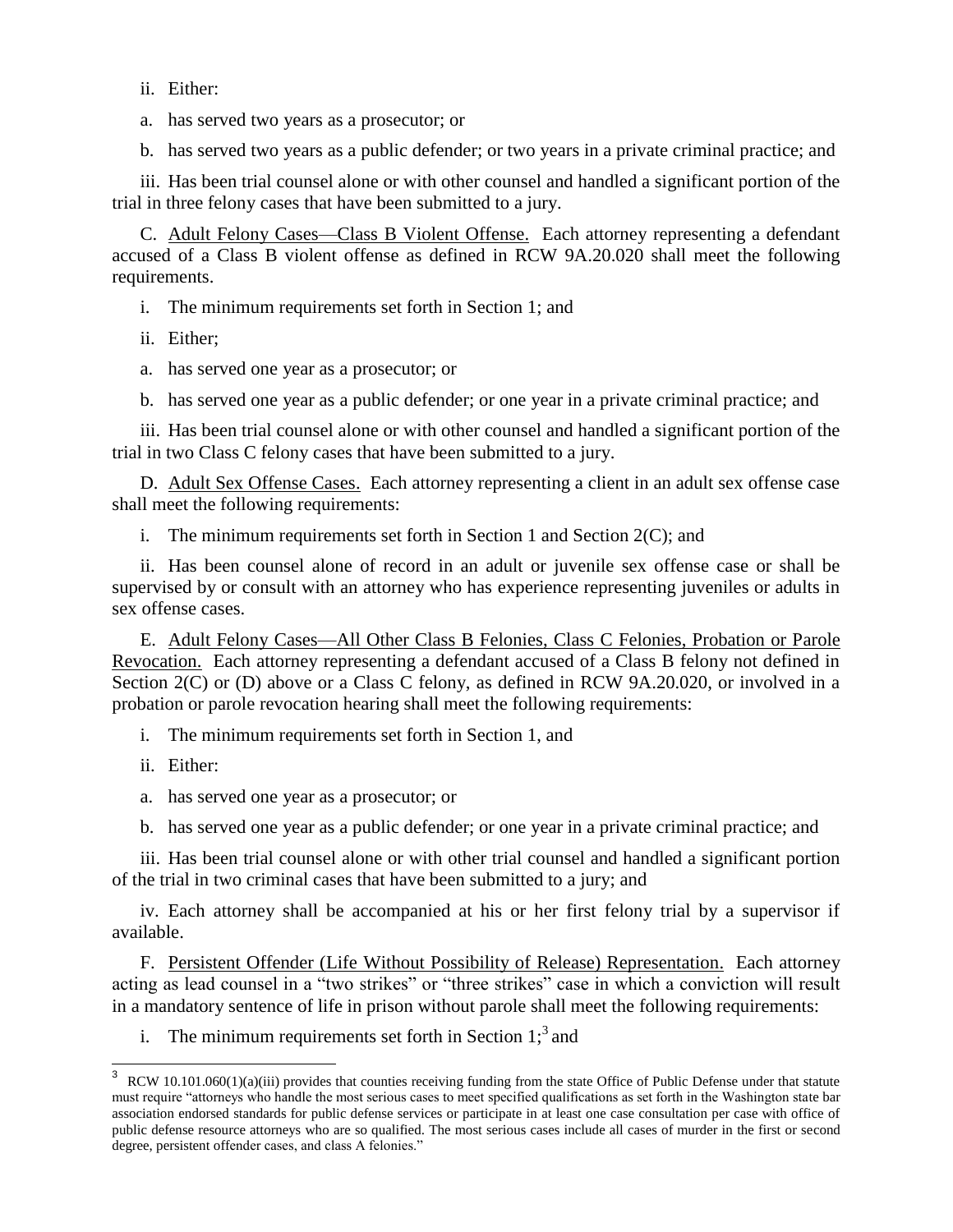ii. Either:

a. has served two years as a prosecutor; or

b. has served two years as a public defender; or two years in a private criminal practice; and

iii. Has been trial counsel alone or with other counsel and handled a significant portion of the trial in three felony cases that have been submitted to a jury.

C. Adult Felony Cases—Class B Violent Offense. Each attorney representing a defendant accused of a Class B violent offense as defined in RCW 9A.20.020 shall meet the following requirements.

i. The minimum requirements set forth in Section 1; and

ii. Either;

a. has served one year as a prosecutor; or

b. has served one year as a public defender; or one year in a private criminal practice; and

iii. Has been trial counsel alone or with other counsel and handled a significant portion of the trial in two Class C felony cases that have been submitted to a jury.

D. Adult Sex Offense Cases. Each attorney representing a client in an adult sex offense case shall meet the following requirements:

i. The minimum requirements set forth in Section 1 and Section 2(C); and

ii. Has been counsel alone of record in an adult or juvenile sex offense case or shall be supervised by or consult with an attorney who has experience representing juveniles or adults in sex offense cases.

E. Adult Felony Cases—All Other Class B Felonies, Class C Felonies, Probation or Parole Revocation. Each attorney representing a defendant accused of a Class B felony not defined in Section 2(C) or (D) above or a Class C felony, as defined in RCW 9A.20.020, or involved in a probation or parole revocation hearing shall meet the following requirements:

i. The minimum requirements set forth in Section 1, and

ii. Either:

a. has served one year as a prosecutor; or

b. has served one year as a public defender; or one year in a private criminal practice; and

iii. Has been trial counsel alone or with other trial counsel and handled a significant portion of the trial in two criminal cases that have been submitted to a jury; and

iv. Each attorney shall be accompanied at his or her first felony trial by a supervisor if available.

F. Persistent Offender (Life Without Possibility of Release) Representation. Each attorney acting as lead counsel in a "two strikes" or "three strikes" case in which a conviction will result in a mandatory sentence of life in prison without parole shall meet the following requirements:

i. The minimum requirements set forth in Section 1;[3] and

[3] RCW 10.101.060(1)(a)(iii) provides that counties receiving funding from the state Office of Public Defense under that statute must require "attorneys who handle the most serious cases to meet specified qualifications as set forth in the Washington state bar association endorsed standards for public defense services or participate in at least one case consultation per case with office of public defense resource attorneys who are so qualified. The most serious cases include all cases of murder in the first or second degree, persistent offender cases, and class A felonies."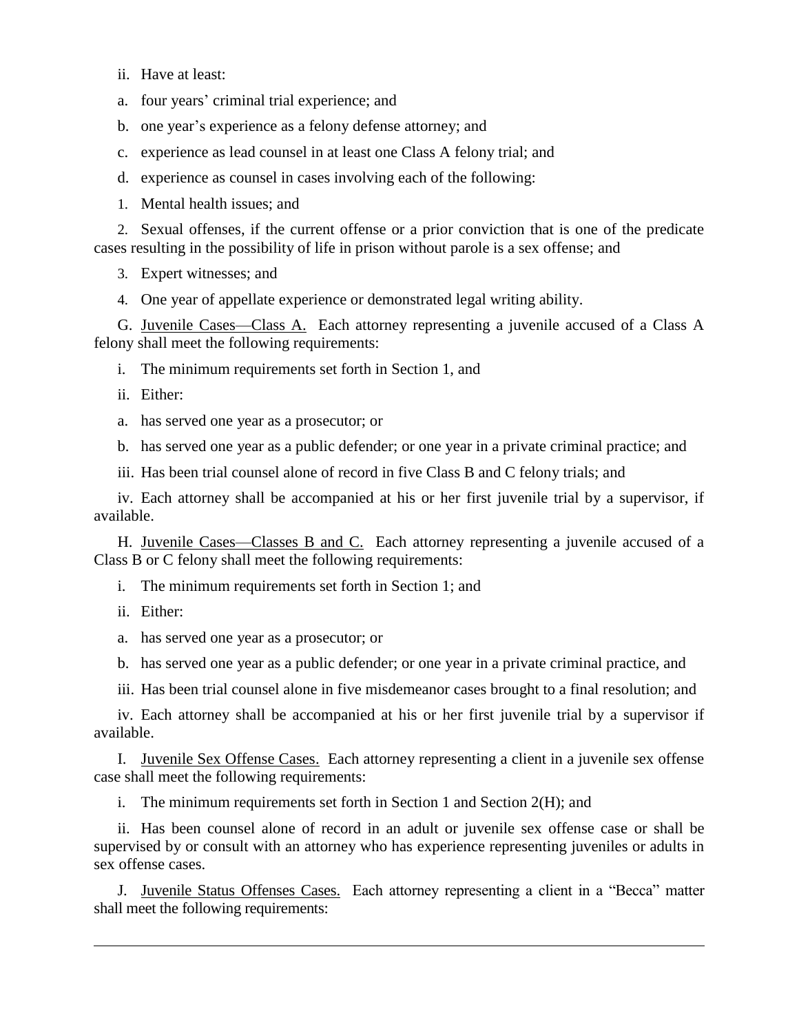ii. Have at least:

a. four years' criminal trial experience; and

b. one year's experience as a felony defense attorney; and

c. experience as lead counsel in at least one Class A felony trial; and

d. experience as counsel in cases involving each of the following:

1. Mental health issues; and

2. Sexual offenses, if the current offense or a prior conviction that is one of the predicate cases resulting in the possibility of life in prison without parole is a sex offense; and

3. Expert witnesses; and

4. One year of appellate experience or demonstrated legal writing ability.

G. <u>Juvenile Cases—Class A.</u> Each attorney representing a juvenile accused of a Class A felony shall meet the following requirements:

i. The minimum requirements set forth in Section 1, and

ii. Either:

a. has served one year as a prosecutor; or

b. has served one year as a public defender; or one year in a private criminal practice; and

iii. Has been trial counsel alone of record in five Class B and C felony trials; and

iv. Each attorney shall be accompanied at his or her first juvenile trial by a supervisor, if available.

H. <u>Juvenile Cases—Classes B and C.</u> Each attorney representing a juvenile accused of a Class B or C felony shall meet the following requirements:

i. The minimum requirements set forth in Section 1; and

ii. Either:

a. has served one year as a prosecutor; or

b. has served one year as a public defender; or one year in a private criminal practice, and

iii. Has been trial counsel alone in five misdemeanor cases brought to a final resolution; and

iv. Each attorney shall be accompanied at his or her first juvenile trial by a supervisor if available.

I. <u>Juvenile Sex Offense Cases.</u> Each attorney representing a client in a juvenile sex offense case shall meet the following requirements:

i. The minimum requirements set forth in Section 1 and Section 2(H); and

ii. Has been counsel alone of record in an adult or juvenile sex offense case or shall be supervised by or consult with an attorney who has experience representing juveniles or adults in sex offense cases.

J. <u>Juvenile Status Offenses Cases.</u> Each attorney representing a client in a "Becca" matter shall meet the following requirements: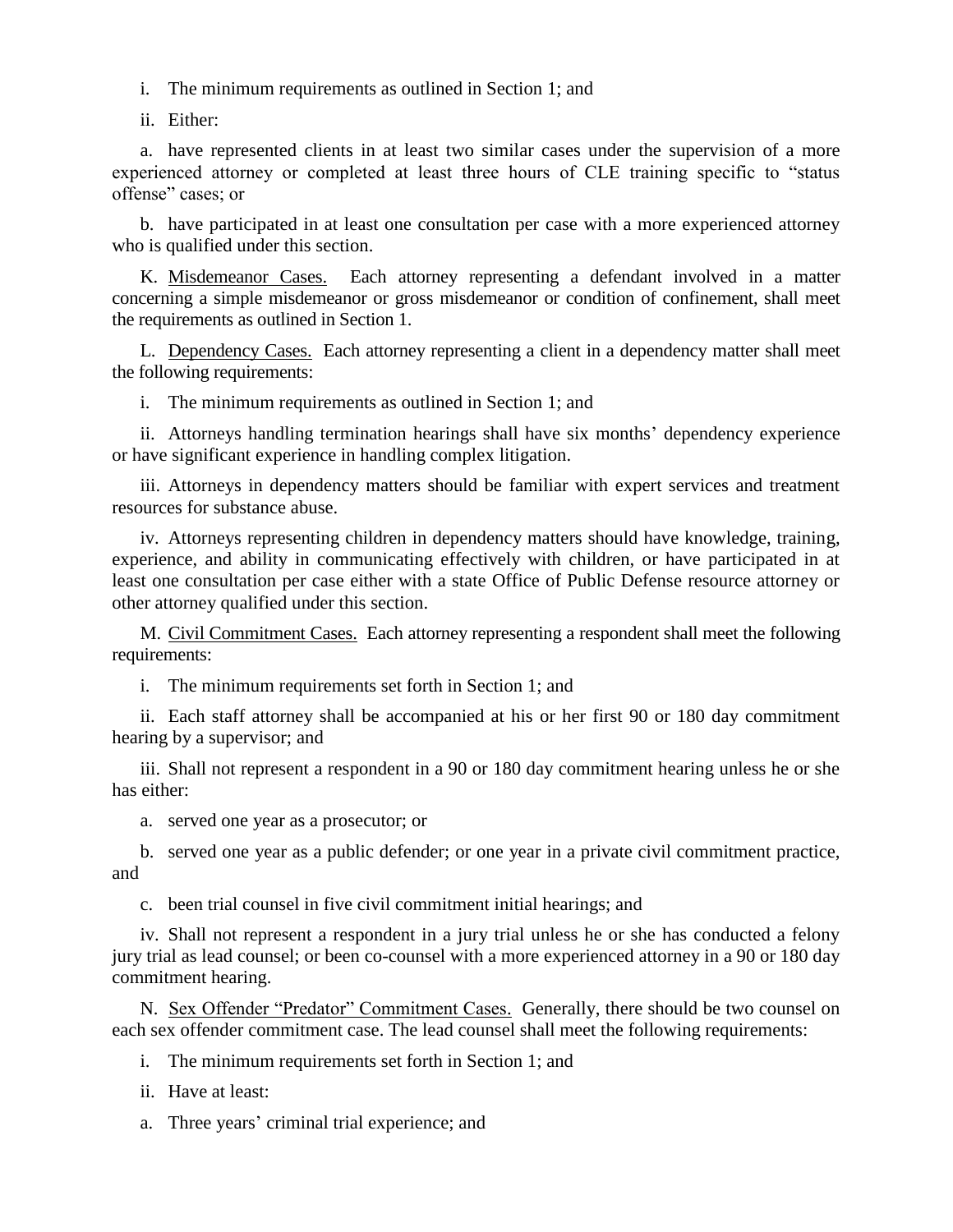i. The minimum requirements as outlined in Section 1; and

ii. Either:

a. have represented clients in at least two similar cases under the supervision of a more experienced attorney or completed at least three hours of CLE training specific to "status offense" cases; or

b. have participated in at least one consultation per case with a more experienced attorney who is qualified under this section.

K. Misdemeanor Cases. Each attorney representing a defendant involved in a matter concerning a simple misdemeanor or gross misdemeanor or condition of confinement, shall meet the requirements as outlined in Section 1.

L. Dependency Cases. Each attorney representing a client in a dependency matter shall meet the following requirements:

i. The minimum requirements as outlined in Section 1; and

ii. Attorneys handling termination hearings shall have six months' dependency experience or have significant experience in handling complex litigation.

iii. Attorneys in dependency matters should be familiar with expert services and treatment resources for substance abuse.

iv. Attorneys representing children in dependency matters should have knowledge, training, experience, and ability in communicating effectively with children, or have participated in at least one consultation per case either with a state Office of Public Defense resource attorney or other attorney qualified under this section.

M. Civil Commitment Cases. Each attorney representing a respondent shall meet the following requirements:

i. The minimum requirements set forth in Section 1; and

ii. Each staff attorney shall be accompanied at his or her first 90 or 180 day commitment hearing by a supervisor; and

iii. Shall not represent a respondent in a 90 or 180 day commitment hearing unless he or she has either:

a. served one year as a prosecutor; or

b. served one year as a public defender; or one year in a private civil commitment practice, and

c. been trial counsel in five civil commitment initial hearings; and

iv. Shall not represent a respondent in a jury trial unless he or she has conducted a felony jury trial as lead counsel; or been co-counsel with a more experienced attorney in a 90 or 180 day commitment hearing.

N. Sex Offender "Predator" Commitment Cases. Generally, there should be two counsel on each sex offender commitment case. The lead counsel shall meet the following requirements:

i. The minimum requirements set forth in Section 1; and

ii. Have at least:

a. Three years' criminal trial experience; and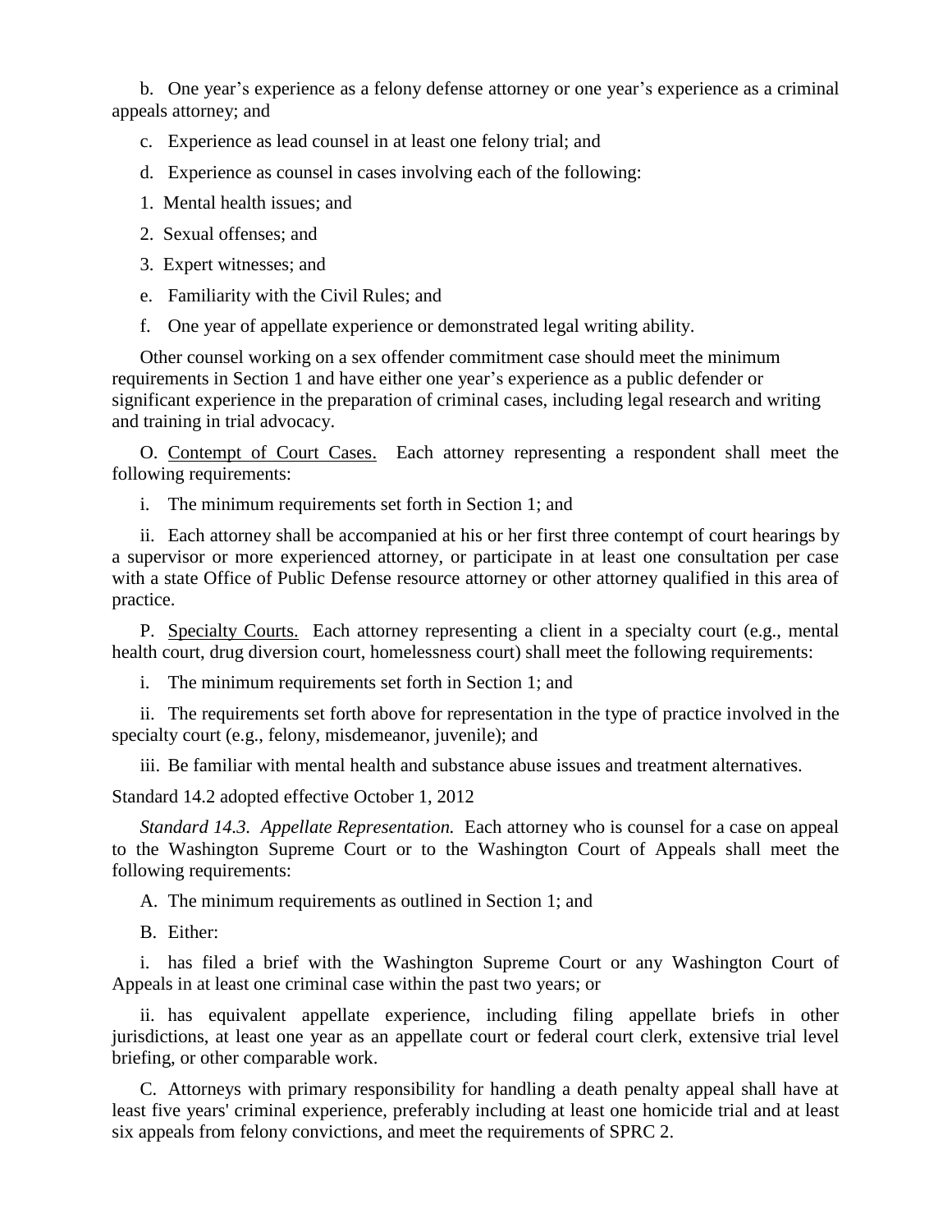b. One year's experience as a felony defense attorney or one year's experience as a criminal appeals attorney; and

c. Experience as lead counsel in at least one felony trial; and

d. Experience as counsel in cases involving each of the following:

1. Mental health issues; and

2. Sexual offenses; and

3. Expert witnesses; and

e. Familiarity with the Civil Rules; and

f. One year of appellate experience or demonstrated legal writing ability.

Other counsel working on a sex offender commitment case should meet the minimum requirements in Section 1 and have either one year's experience as a public defender or significant experience in the preparation of criminal cases, including legal research and writing and training in trial advocacy.

O. Contempt of Court Cases. Each attorney representing a respondent shall meet the following requirements:

i. The minimum requirements set forth in Section 1; and

ii. Each attorney shall be accompanied at his or her first three contempt of court hearings by a supervisor or more experienced attorney, or participate in at least one consultation per case with a state Office of Public Defense resource attorney or other attorney qualified in this area of practice.

P. Specialty Courts. Each attorney representing a client in a specialty court (e.g., mental health court, drug diversion court, homelessness court) shall meet the following requirements:

i. The minimum requirements set forth in Section 1; and

ii. The requirements set forth above for representation in the type of practice involved in the specialty court (e.g., felony, misdemeanor, juvenile); and

iii. Be familiar with mental health and substance abuse issues and treatment alternatives.

Standard 14.2 adopted effective October 1, 2012

*Standard 14.3. Appellate Representation.* Each attorney who is counsel for a case on appeal to the Washington Supreme Court or to the Washington Court of Appeals shall meet the following requirements:

A. The minimum requirements as outlined in Section 1; and

B. Either:

i. has filed a brief with the Washington Supreme Court or any Washington Court of Appeals in at least one criminal case within the past two years; or

ii. has equivalent appellate experience, including filing appellate briefs in other jurisdictions, at least one year as an appellate court or federal court clerk, extensive trial level briefing, or other comparable work.

C. Attorneys with primary responsibility for handling a death penalty appeal shall have at least five years' criminal experience, preferably including at least one homicide trial and at least six appeals from felony convictions, and meet the requirements of SPRC 2.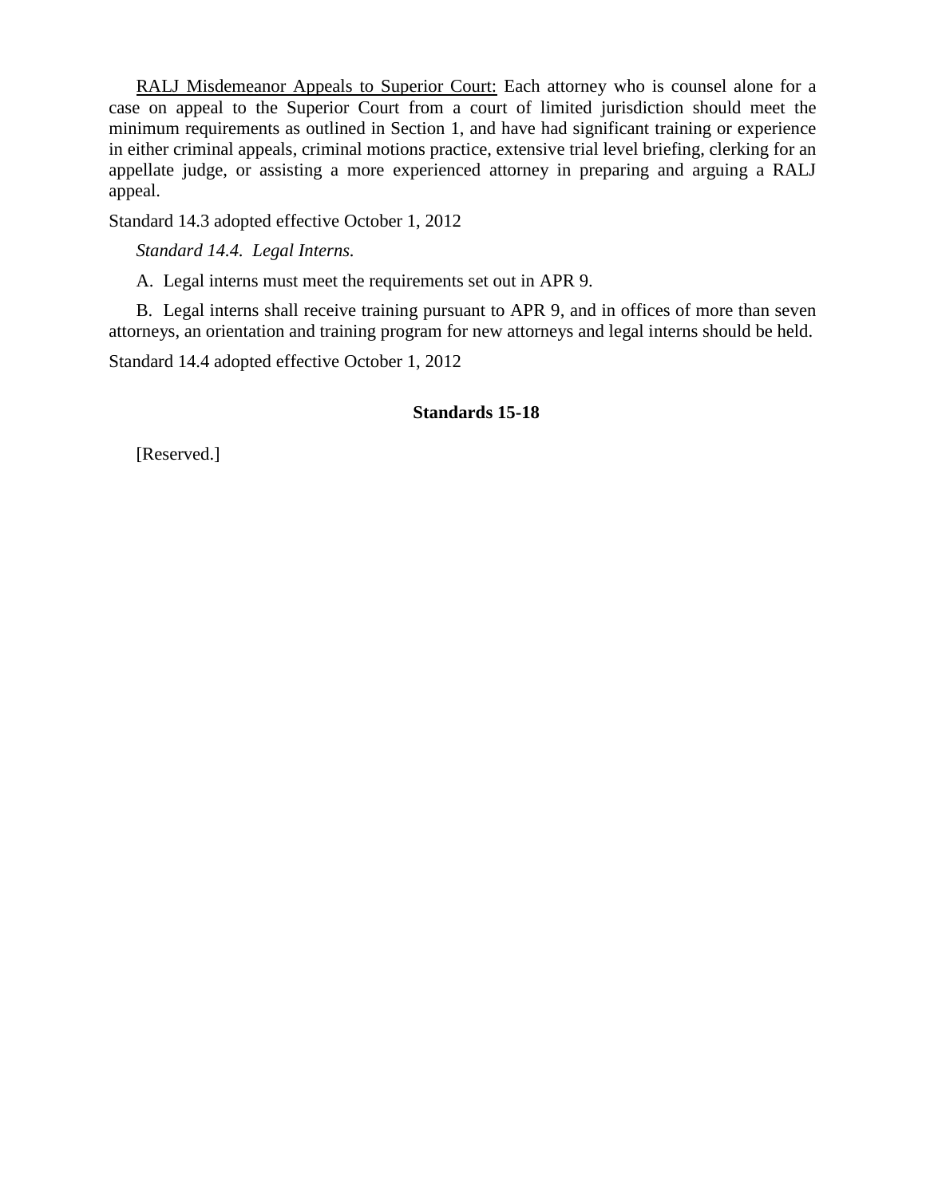RALJ Misdemeanor Appeals to Superior Court: Each attorney who is counsel alone for a case on appeal to the Superior Court from a court of limited jurisdiction should meet the minimum requirements as outlined in Section 1, and have had significant training or experience in either criminal appeals, criminal motions practice, extensive trial level briefing, clerking for an appellate judge, or assisting a more experienced attorney in preparing and arguing a RALJ appeal.

Standard 14.3 adopted effective October 1, 2012

*Standard 14.4. Legal Interns.*

A. Legal interns must meet the requirements set out in APR 9.

B. Legal interns shall receive training pursuant to APR 9, and in offices of more than seven attorneys, an orientation and training program for new attorneys and legal interns should be held.

Standard 14.4 adopted effective October 1, 2012

## Standards 15-18

[Reserved.]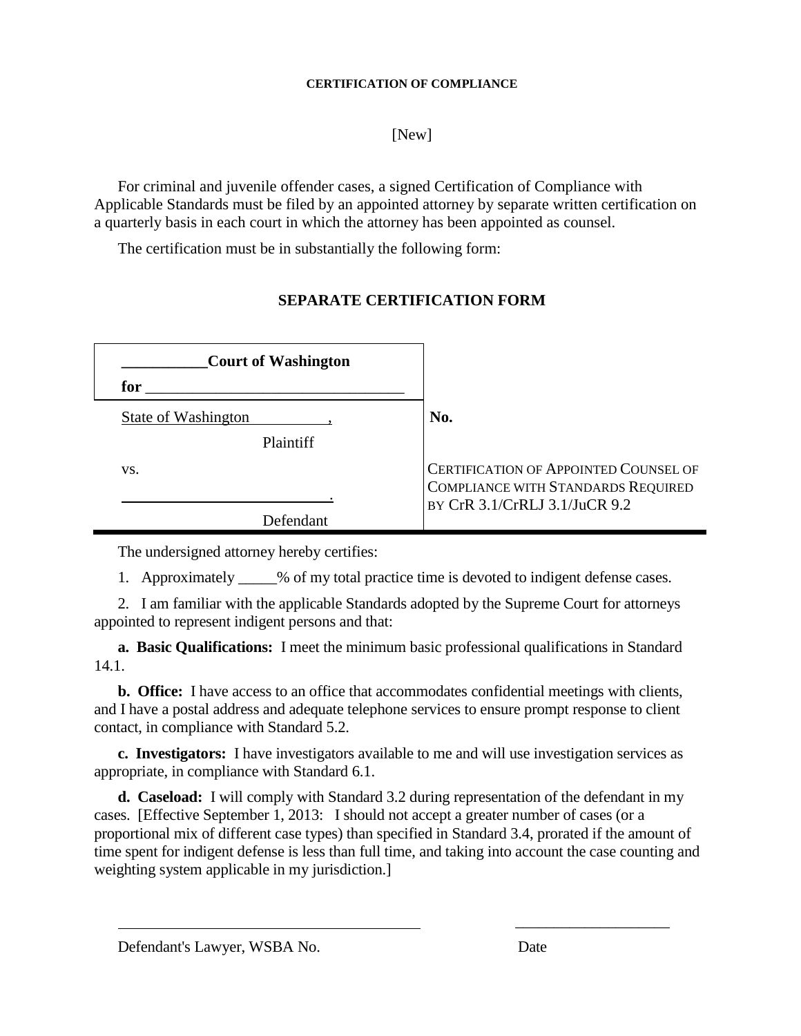**CERTIFICATION OF COMPLIANCE**

[New]

For criminal and juvenile offender cases, a signed Certification of Compliance with Applicable Standards must be filed by an appointed attorney by separate written certification on a quarterly basis in each court in which the attorney has been appointed as counsel.

The certification must be in substantially the following form:

## SEPARATE CERTIFICATION FORM

| | |
|---|---|
| **\_\_\_\_\_\_\_\_\_\_\_Court of Washington**<br>**for** \_\_\_\_\_\_\_\_\_\_\_\_\_\_\_\_\_\_\_\_\_\_\_\_\_\_\_\_\_\_\_\_ | |
| State of Washington \_\_\_\_\_\_\_\_\_\_,<br>Plaintiff | **No.** |
| vs.<br>\_\_\_\_\_\_\_\_\_\_\_\_\_\_\_\_\_\_\_\_\_\_\_\_\_\_\_.<br>Defendant | CERTIFICATION OF APPOINTED COUNSEL OF COMPLIANCE WITH STANDARDS REQUIRED BY CrR 3.1/CrRLJ 3.1/JuCR 9.2 |

The undersigned attorney hereby certifies:

1. Approximately \_\_\_\_\_% of my total practice time is devoted to indigent defense cases.

2. I am familiar with the applicable Standards adopted by the Supreme Court for attorneys appointed to represent indigent persons and that:

**a. Basic Qualifications:** I meet the minimum basic professional qualifications in Standard 14.1.

**b. Office:** I have access to an office that accommodates confidential meetings with clients, and I have a postal address and adequate telephone services to ensure prompt response to client contact, in compliance with Standard 5.2.

**c. Investigators:** I have investigators available to me and will use investigation services as appropriate, in compliance with Standard 6.1.

**d. Caseload:** I will comply with Standard 3.2 during representation of the defendant in my cases. [Effective September 1, 2013: I should not accept a greater number of cases (or a proportional mix of different case types) than specified in Standard 3.4, prorated if the amount of time spent for indigent defense is less than full time, and taking into account the case counting and weighting system applicable in my jurisdiction.]

\_\_\_\_\_\_\_\_\_\_\_\_\_\_\_\_\_\_\_\_\_\_\_\_\_\_\_\_\_\_\_\_\_\_\_\_\_\_\_\_ \_\_\_\_\_\_\_\_\_\_\_\_\_\_\_\_\_\_\_\_\_\_

Defendant's Lawyer, WSBA No. Date